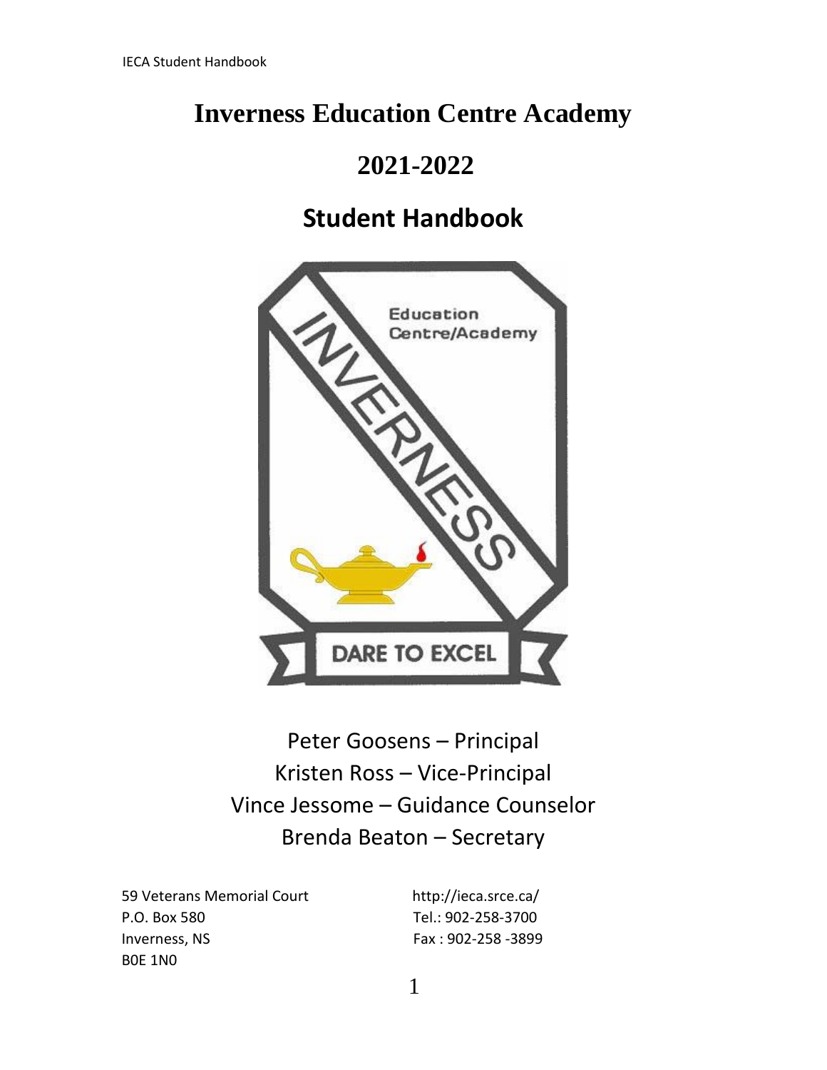# Inverness Education Centre Academy

# 2021-2022

# Student Handbook

Peter Goosens – Principal
Kristen Ross – Vice-Principal
Vince Jessome – Guidance Counselor
Brenda Beaton – Secretary

59 Veterans Memorial Court
P.O. Box 580
Inverness, NS
B0E 1N0

http://ieca.srce.ca/
Tel.: 902-258-3700
Fax : 902-258 -3899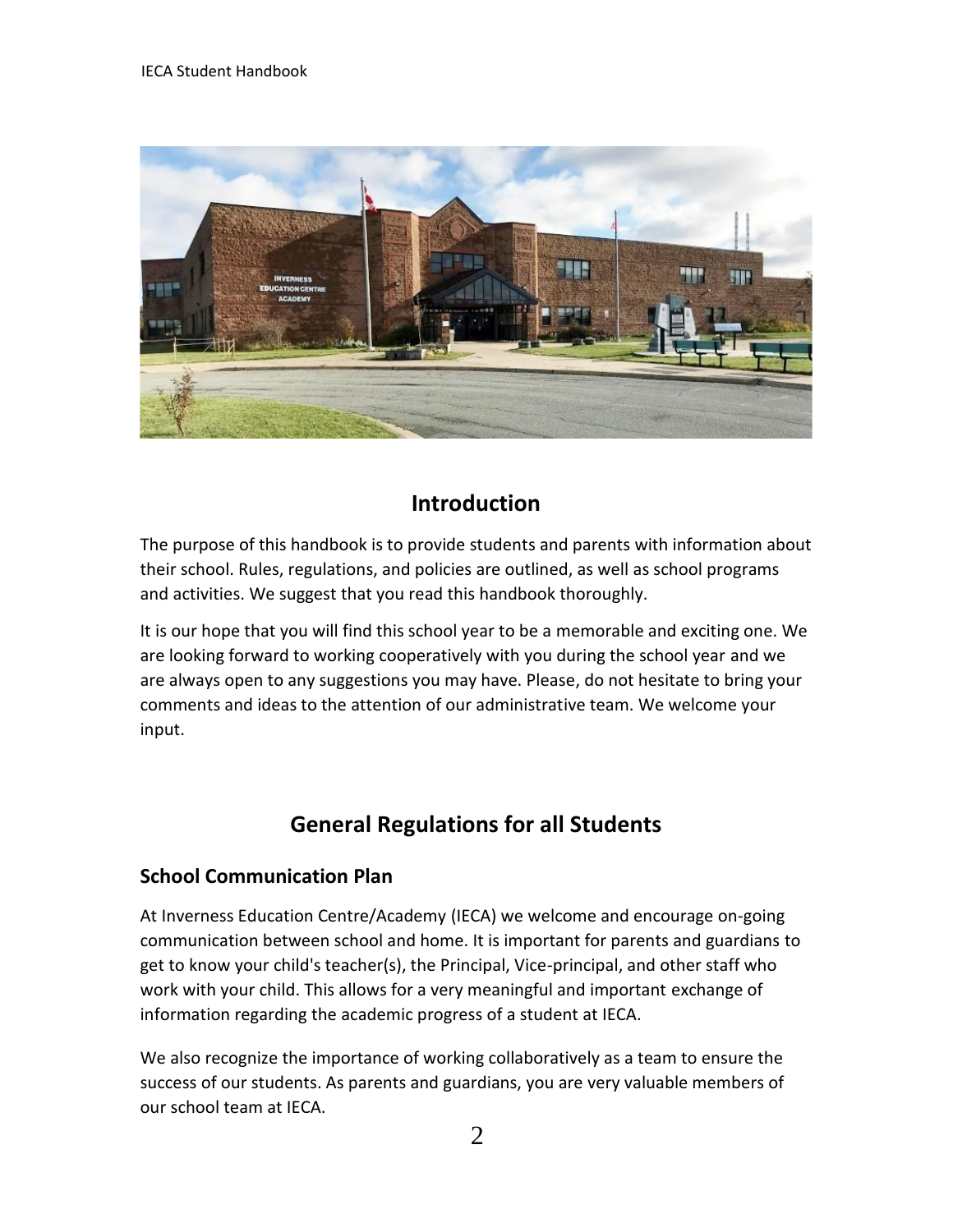## Introduction

The purpose of this handbook is to provide students and parents with information about their school. Rules, regulations, and policies are outlined, as well as school programs and activities. We suggest that you read this handbook thoroughly.

It is our hope that you will find this school year to be a memorable and exciting one. We are looking forward to working cooperatively with you during the school year and we are always open to any suggestions you may have. Please, do not hesitate to bring your comments and ideas to the attention of our administrative team. We welcome your input.

## General Regulations for all Students

### School Communication Plan

At Inverness Education Centre/Academy (IECA) we welcome and encourage on-going communication between school and home. It is important for parents and guardians to get to know your child's teacher(s), the Principal, Vice-principal, and other staff who work with your child. This allows for a very meaningful and important exchange of information regarding the academic progress of a student at IECA.

We also recognize the importance of working collaboratively as a team to ensure the success of our students. As parents and guardians, you are very valuable members of our school team at IECA.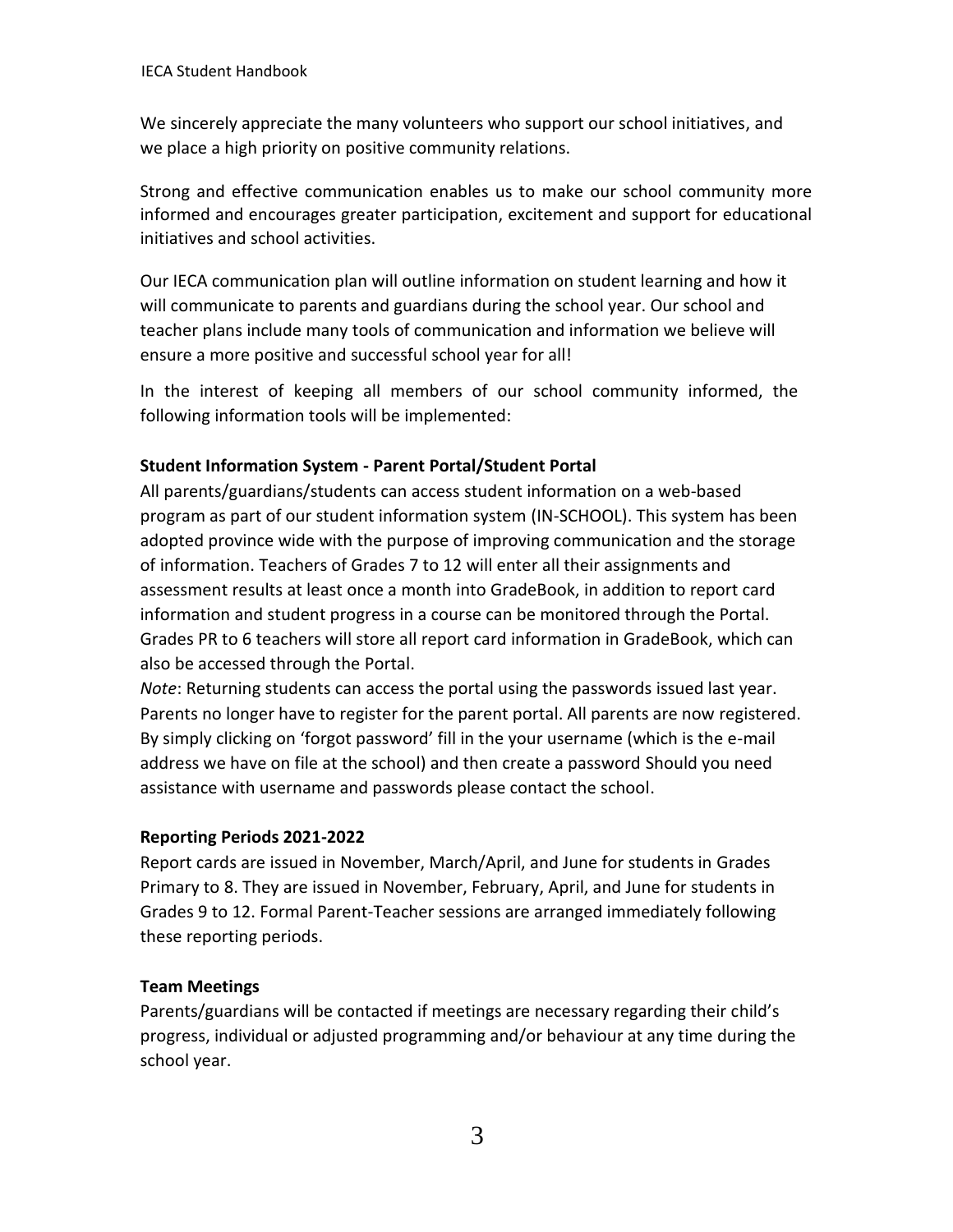We sincerely appreciate the many volunteers who support our school initiatives, and we place a high priority on positive community relations.

Strong and effective communication enables us to make our school community more informed and encourages greater participation, excitement and support for educational initiatives and school activities.

Our IECA communication plan will outline information on student learning and how it will communicate to parents and guardians during the school year. Our school and teacher plans include many tools of communication and information we believe will ensure a more positive and successful school year for all!

In the interest of keeping all members of our school community informed, the following information tools will be implemented:

**Student Information System - Parent Portal/Student Portal**

All parents/guardians/students can access student information on a web-based program as part of our student information system (IN-SCHOOL). This system has been adopted province wide with the purpose of improving communication and the storage of information. Teachers of Grades 7 to 12 will enter all their assignments and assessment results at least once a month into GradeBook, in addition to report card information and student progress in a course can be monitored through the Portal. Grades PR to 6 teachers will store all report card information in GradeBook, which can also be accessed through the Portal.

*Note*: Returning students can access the portal using the passwords issued last year. Parents no longer have to register for the parent portal. All parents are now registered. By simply clicking on 'forgot password' fill in the your username (which is the e-mail address we have on file at the school) and then create a password Should you need assistance with username and passwords please contact the school.

**Reporting Periods 2021-2022**

Report cards are issued in November, March/April, and June for students in Grades Primary to 8. They are issued in November, February, April, and June for students in Grades 9 to 12. Formal Parent-Teacher sessions are arranged immediately following these reporting periods.

**Team Meetings**

Parents/guardians will be contacted if meetings are necessary regarding their child's progress, individual or adjusted programming and/or behaviour at any time during the school year.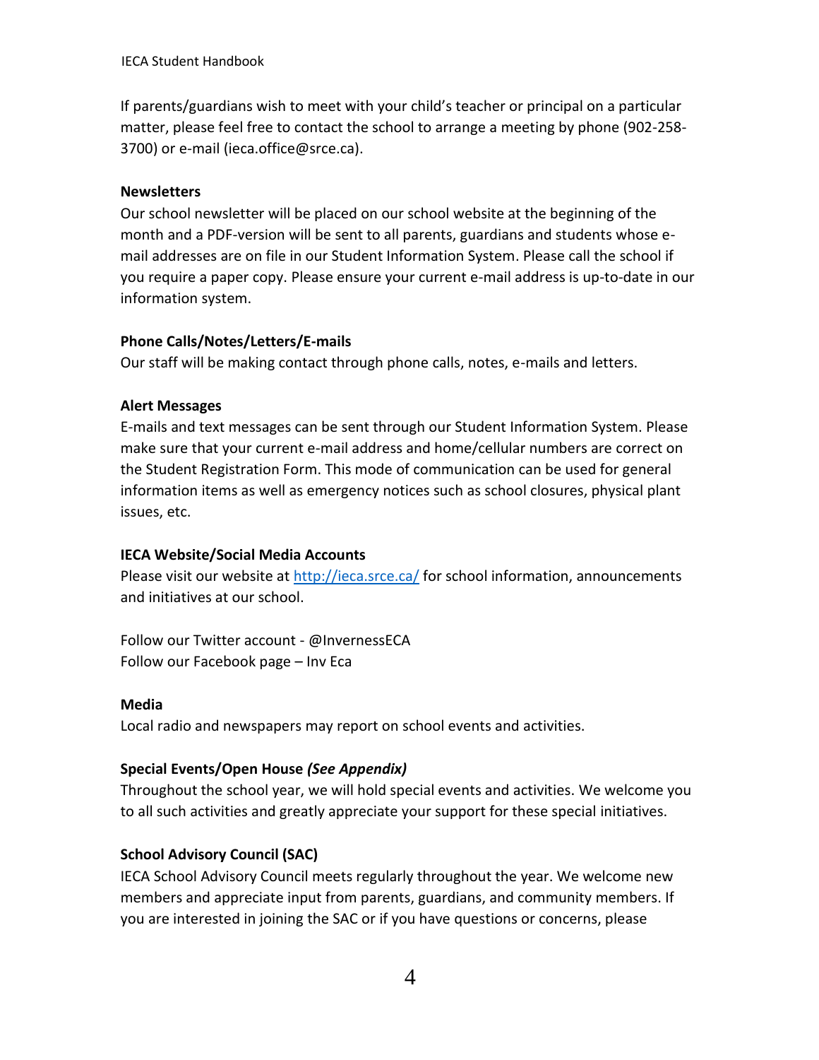If parents/guardians wish to meet with your child's teacher or principal on a particular matter, please feel free to contact the school to arrange a meeting by phone (902-258-3700) or e-mail (ieca.office@srce.ca).

**Newsletters**

Our school newsletter will be placed on our school website at the beginning of the month and a PDF-version will be sent to all parents, guardians and students whose e-mail addresses are on file in our Student Information System. Please call the school if you require a paper copy. Please ensure your current e-mail address is up-to-date in our information system.

**Phone Calls/Notes/Letters/E-mails**

Our staff will be making contact through phone calls, notes, e-mails and letters.

**Alert Messages**

E-mails and text messages can be sent through our Student Information System. Please make sure that your current e-mail address and home/cellular numbers are correct on the Student Registration Form. This mode of communication can be used for general information items as well as emergency notices such as school closures, physical plant issues, etc.

**IECA Website/Social Media Accounts**

Please visit our website at [http://ieca.srce.ca/](http://ieca.srce.ca/) for school information, announcements and initiatives at our school.

Follow our Twitter account - @InvernessECA
Follow our Facebook page – Inv Eca

**Media**

Local radio and newspapers may report on school events and activities.

**Special Events/Open House *(See Appendix)***

Throughout the school year, we will hold special events and activities. We welcome you to all such activities and greatly appreciate your support for these special initiatives.

**School Advisory Council (SAC)**

IECA School Advisory Council meets regularly throughout the year. We welcome new members and appreciate input from parents, guardians, and community members. If you are interested in joining the SAC or if you have questions or concerns, please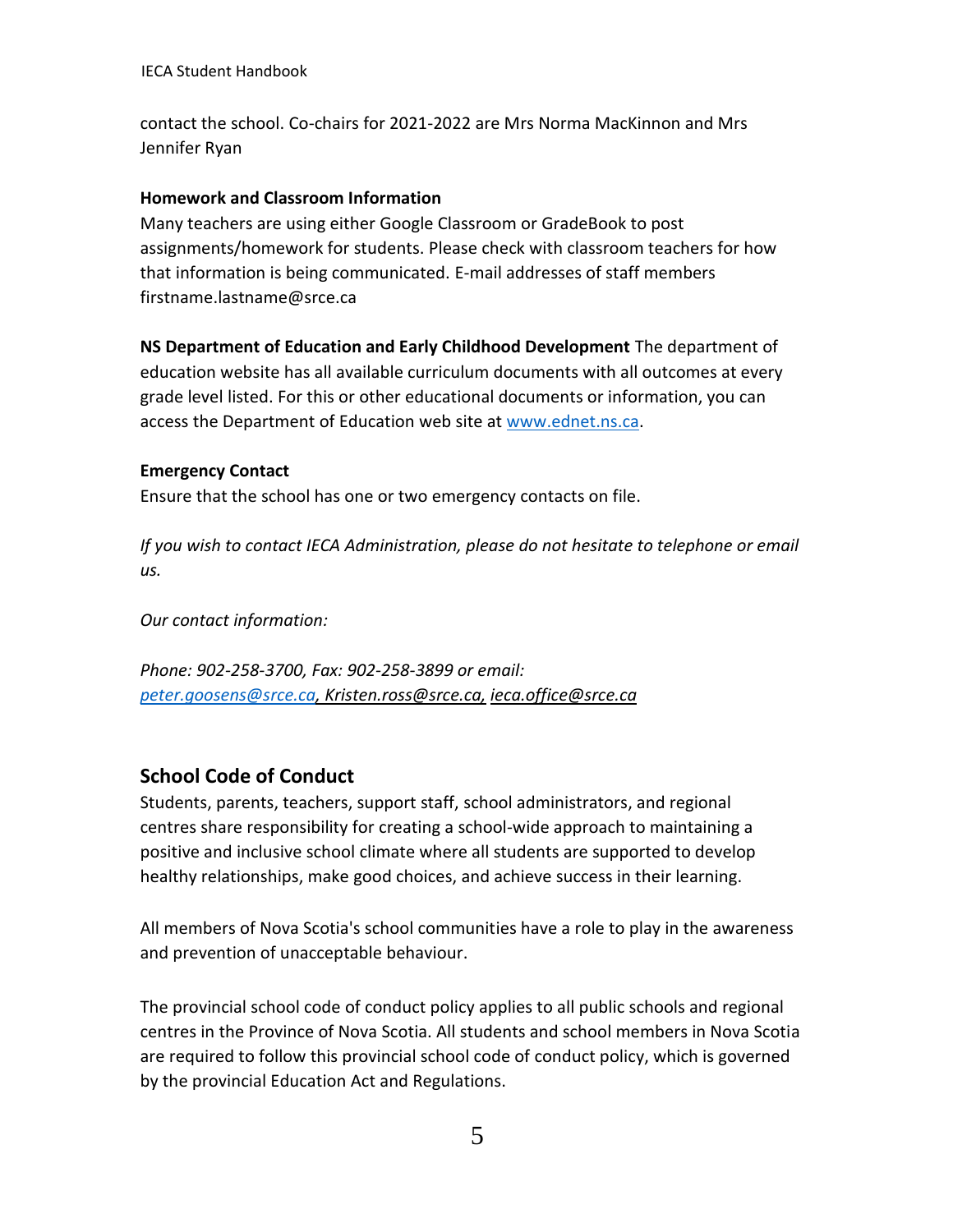contact the school. Co-chairs for 2021-2022 are Mrs Norma MacKinnon and Mrs Jennifer Ryan

**Homework and Classroom Information**

Many teachers are using either Google Classroom or GradeBook to post assignments/homework for students. Please check with classroom teachers for how that information is being communicated. E-mail addresses of staff members firstname.lastname@srce.ca

**NS Department of Education and Early Childhood Development** The department of education website has all available curriculum documents with all outcomes at every grade level listed. For this or other educational documents or information, you can access the Department of Education web site at www.ednet.ns.ca.

**Emergency Contact**

Ensure that the school has one or two emergency contacts on file.

*If you wish to contact IECA Administration, please do not hesitate to telephone or email us.*

*Our contact information:*

*Phone: 902-258-3700, Fax: 902-258-3899 or email: peter.goosens@srce.ca, Kristen.ross@srce.ca, ieca.office@srce.ca*

## School Code of Conduct

Students, parents, teachers, support staff, school administrators, and regional centres share responsibility for creating a school-wide approach to maintaining a positive and inclusive school climate where all students are supported to develop healthy relationships, make good choices, and achieve success in their learning.

All members of Nova Scotia's school communities have a role to play in the awareness and prevention of unacceptable behaviour.

The provincial school code of conduct policy applies to all public schools and regional centres in the Province of Nova Scotia. All students and school members in Nova Scotia are required to follow this provincial school code of conduct policy, which is governed by the provincial Education Act and Regulations.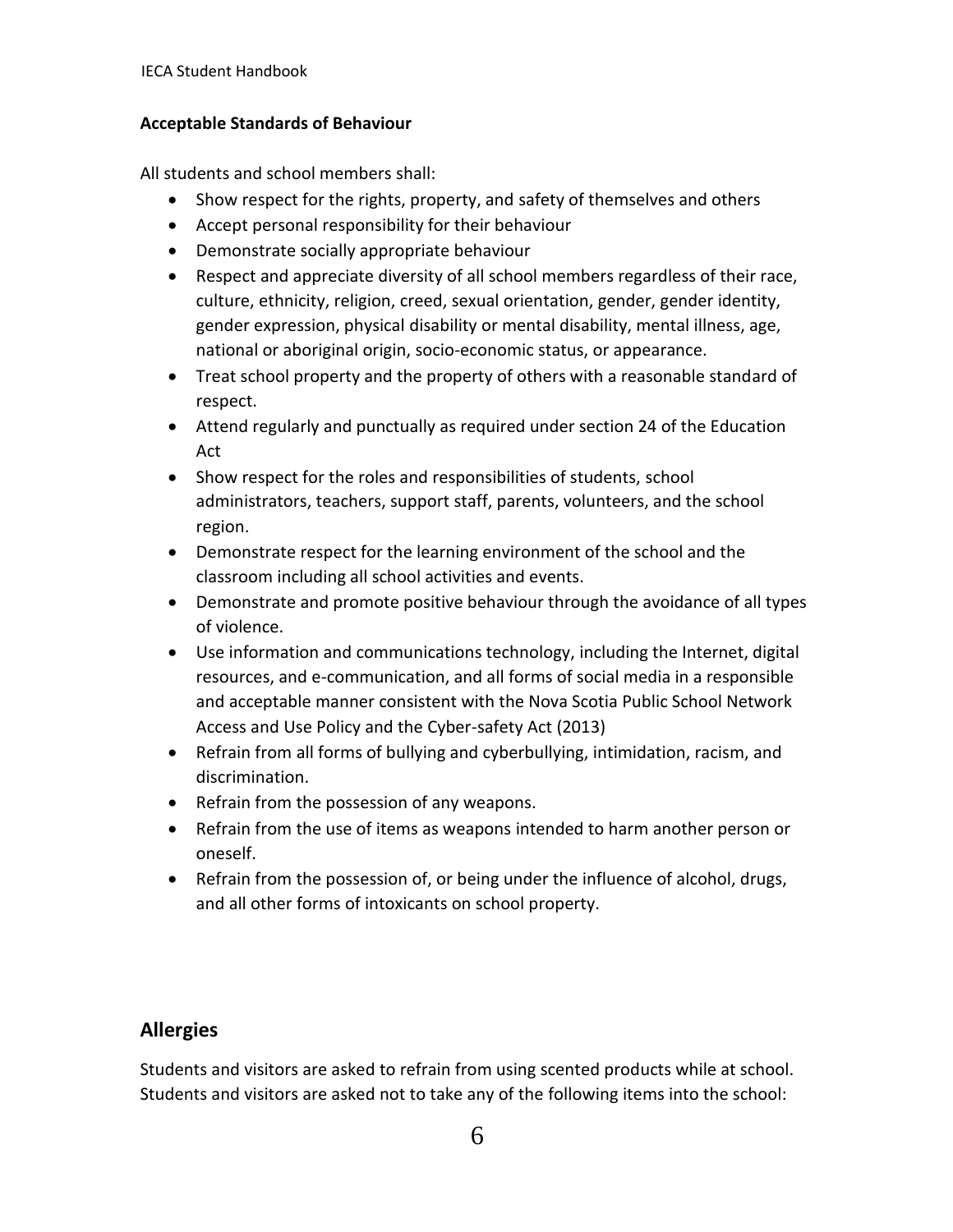**Acceptable Standards of Behaviour**

All students and school members shall:

- Show respect for the rights, property, and safety of themselves and others
- Accept personal responsibility for their behaviour
- Demonstrate socially appropriate behaviour
- Respect and appreciate diversity of all school members regardless of their race, culture, ethnicity, religion, creed, sexual orientation, gender, gender identity, gender expression, physical disability or mental disability, mental illness, age, national or aboriginal origin, socio-economic status, or appearance.
- Treat school property and the property of others with a reasonable standard of respect.
- Attend regularly and punctually as required under section 24 of the Education Act
- Show respect for the roles and responsibilities of students, school administrators, teachers, support staff, parents, volunteers, and the school region.
- Demonstrate respect for the learning environment of the school and the classroom including all school activities and events.
- Demonstrate and promote positive behaviour through the avoidance of all types of violence.
- Use information and communications technology, including the Internet, digital resources, and e-communication, and all forms of social media in a responsible and acceptable manner consistent with the Nova Scotia Public School Network Access and Use Policy and the Cyber-safety Act (2013)
- Refrain from all forms of bullying and cyberbullying, intimidation, racism, and discrimination.
- Refrain from the possession of any weapons.
- Refrain from the use of items as weapons intended to harm another person or oneself.
- Refrain from the possession of, or being under the influence of alcohol, drugs, and all other forms of intoxicants on school property.

## Allergies

Students and visitors are asked to refrain from using scented products while at school. Students and visitors are asked not to take any of the following items into the school: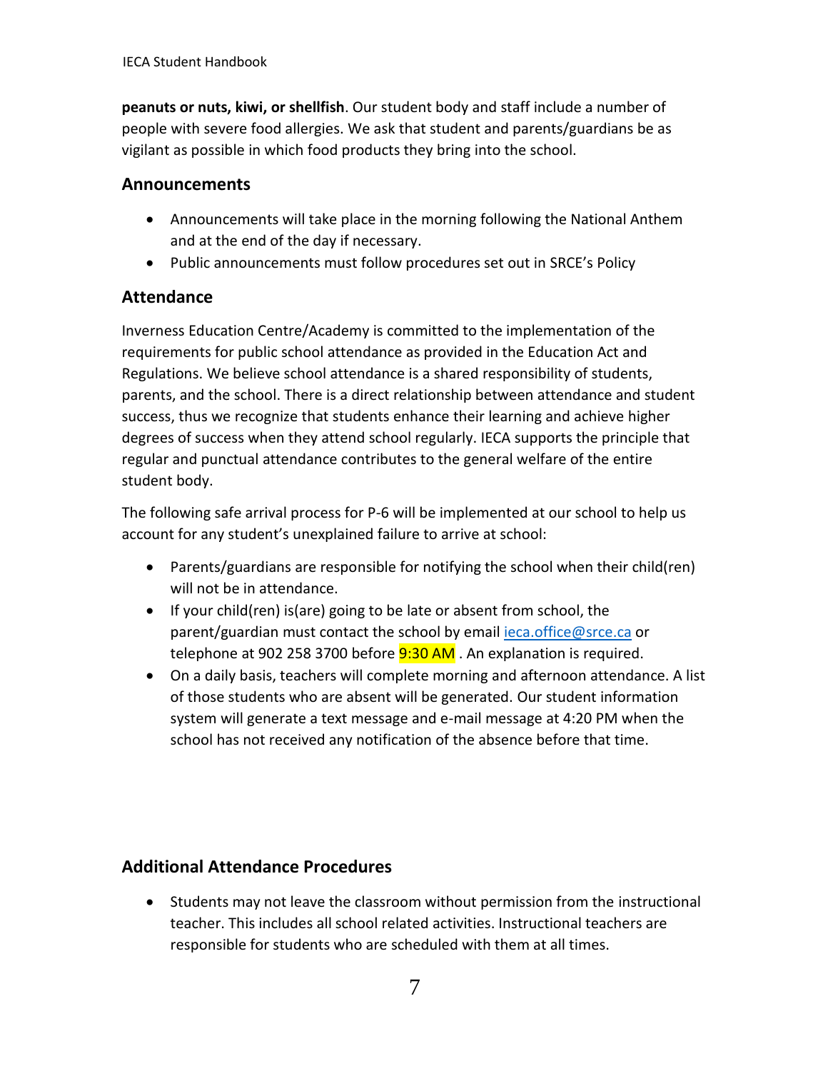**peanuts or nuts, kiwi, or shellfish**. Our student body and staff include a number of people with severe food allergies. We ask that student and parents/guardians be as vigilant as possible in which food products they bring into the school.

## Announcements

- Announcements will take place in the morning following the National Anthem and at the end of the day if necessary.
- Public announcements must follow procedures set out in SRCE's Policy

## Attendance

Inverness Education Centre/Academy is committed to the implementation of the requirements for public school attendance as provided in the Education Act and Regulations. We believe school attendance is a shared responsibility of students, parents, and the school. There is a direct relationship between attendance and student success, thus we recognize that students enhance their learning and achieve higher degrees of success when they attend school regularly. IECA supports the principle that regular and punctual attendance contributes to the general welfare of the entire student body.

The following safe arrival process for P-6 will be implemented at our school to help us account for any student's unexplained failure to arrive at school:

- Parents/guardians are responsible for notifying the school when their child(ren) will not be in attendance.
- If your child(ren) is(are) going to be late or absent from school, the parent/guardian must contact the school by email ieca.office@srce.ca or telephone at 902 258 3700 before 9:30 AM . An explanation is required.
- On a daily basis, teachers will complete morning and afternoon attendance. A list of those students who are absent will be generated. Our student information system will generate a text message and e-mail message at 4:20 PM when the school has not received any notification of the absence before that time.

## Additional Attendance Procedures

- Students may not leave the classroom without permission from the instructional teacher. This includes all school related activities. Instructional teachers are responsible for students who are scheduled with them at all times.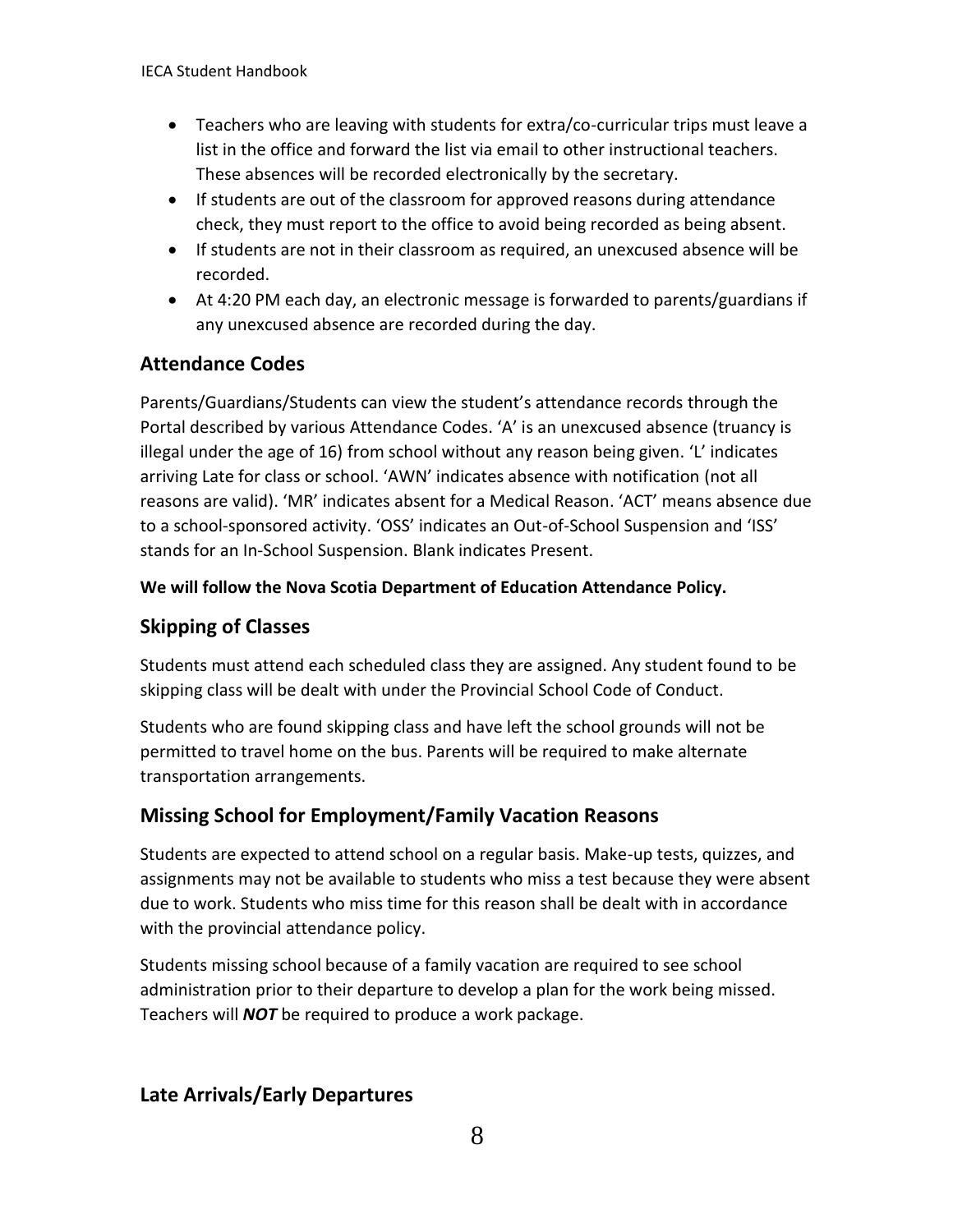- Teachers who are leaving with students for extra/co-curricular trips must leave a list in the office and forward the list via email to other instructional teachers. These absences will be recorded electronically by the secretary.
- If students are out of the classroom for approved reasons during attendance check, they must report to the office to avoid being recorded as being absent.
- If students are not in their classroom as required, an unexcused absence will be recorded.
- At 4:20 PM each day, an electronic message is forwarded to parents/guardians if any unexcused absence are recorded during the day.

## Attendance Codes

Parents/Guardians/Students can view the student's attendance records through the Portal described by various Attendance Codes. 'A' is an unexcused absence (truancy is illegal under the age of 16) from school without any reason being given. 'L' indicates arriving Late for class or school. 'AWN' indicates absence with notification (not all reasons are valid). 'MR' indicates absent for a Medical Reason. 'ACT' means absence due to a school-sponsored activity. 'OSS' indicates an Out-of-School Suspension and 'ISS' stands for an In-School Suspension. Blank indicates Present.

**We will follow the Nova Scotia Department of Education Attendance Policy.**

## Skipping of Classes

Students must attend each scheduled class they are assigned. Any student found to be skipping class will be dealt with under the Provincial School Code of Conduct.

Students who are found skipping class and have left the school grounds will not be permitted to travel home on the bus. Parents will be required to make alternate transportation arrangements.

## Missing School for Employment/Family Vacation Reasons

Students are expected to attend school on a regular basis. Make-up tests, quizzes, and assignments may not be available to students who miss a test because they were absent due to work. Students who miss time for this reason shall be dealt with in accordance with the provincial attendance policy.

Students missing school because of a family vacation are required to see school administration prior to their departure to develop a plan for the work being missed. Teachers will ***NOT*** be required to produce a work package.

## Late Arrivals/Early Departures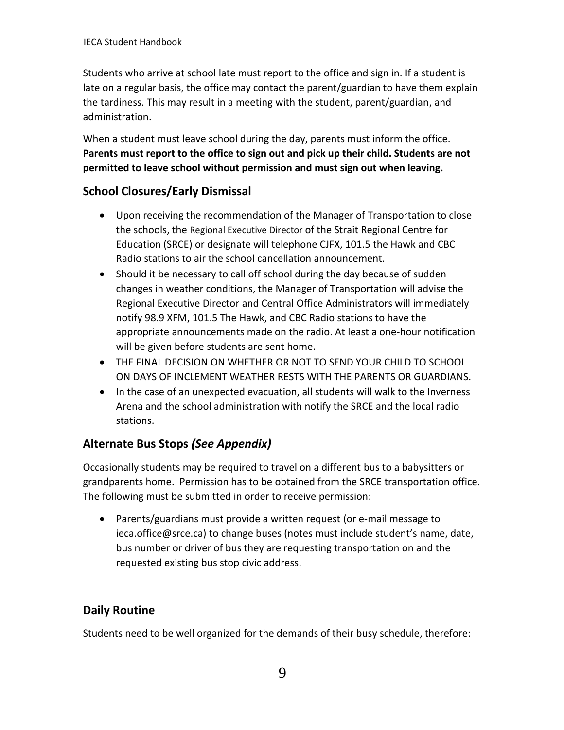Students who arrive at school late must report to the office and sign in. If a student is late on a regular basis, the office may contact the parent/guardian to have them explain the tardiness. This may result in a meeting with the student, parent/guardian, and administration.

When a student must leave school during the day, parents must inform the office. **Parents must report to the office to sign out and pick up their child. Students are not permitted to leave school without permission and must sign out when leaving.**

## School Closures/Early Dismissal

- Upon receiving the recommendation of the Manager of Transportation to close the schools, the Regional Executive Director of the Strait Regional Centre for Education (SRCE) or designate will telephone CJFX, 101.5 the Hawk and CBC Radio stations to air the school cancellation announcement.
- Should it be necessary to call off school during the day because of sudden changes in weather conditions, the Manager of Transportation will advise the Regional Executive Director and Central Office Administrators will immediately notify 98.9 XFM, 101.5 The Hawk, and CBC Radio stations to have the appropriate announcements made on the radio. At least a one-hour notification will be given before students are sent home.
- THE FINAL DECISION ON WHETHER OR NOT TO SEND YOUR CHILD TO SCHOOL ON DAYS OF INCLEMENT WEATHER RESTS WITH THE PARENTS OR GUARDIANS.
- In the case of an unexpected evacuation, all students will walk to the Inverness Arena and the school administration with notify the SRCE and the local radio stations.

## Alternate Bus Stops *(See Appendix)*

Occasionally students may be required to travel on a different bus to a babysitters or grandparents home. Permission has to be obtained from the SRCE transportation office. The following must be submitted in order to receive permission:

- Parents/guardians must provide a written request (or e-mail message to ieca.office@srce.ca) to change buses (notes must include student's name, date, bus number or driver of bus they are requesting transportation on and the requested existing bus stop civic address.

## Daily Routine

Students need to be well organized for the demands of their busy schedule, therefore: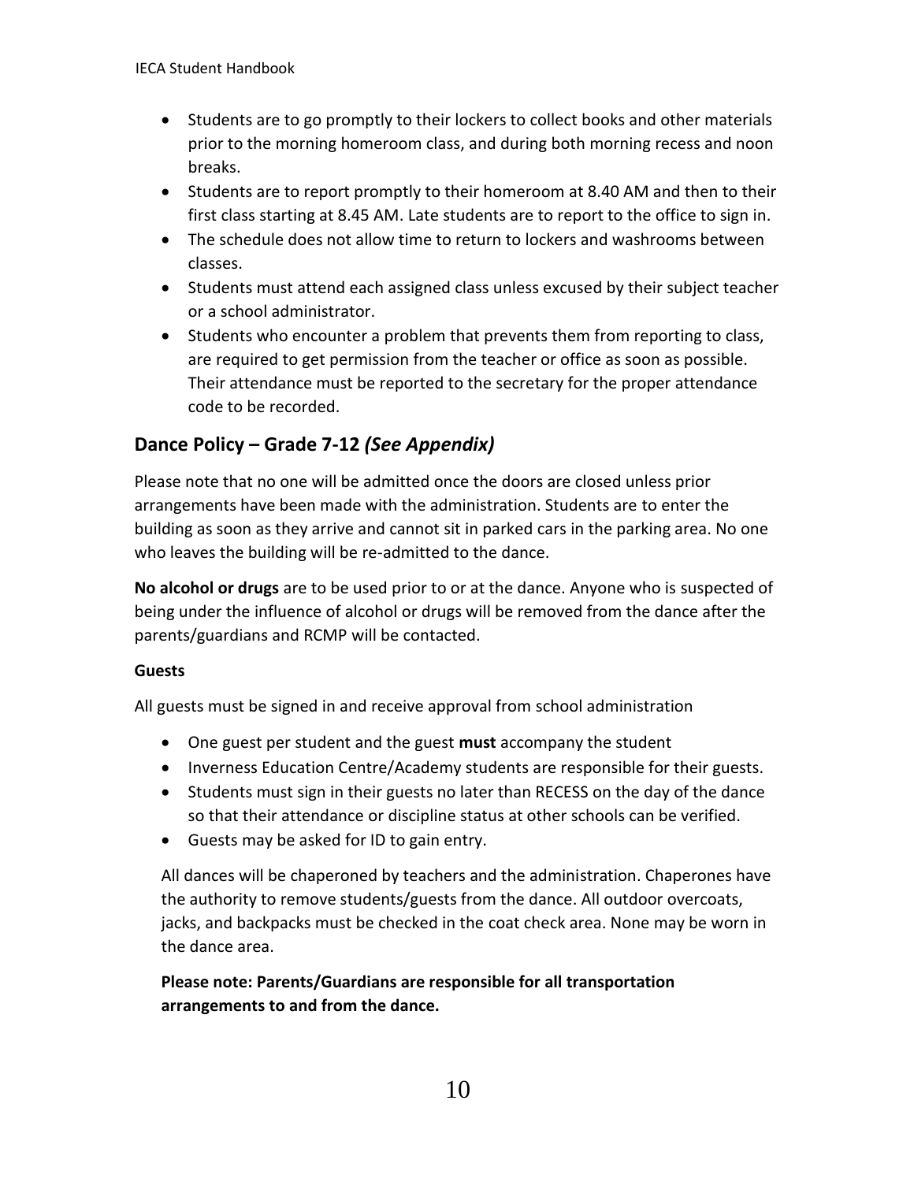- Students are to go promptly to their lockers to collect books and other materials prior to the morning homeroom class, and during both morning recess and noon breaks.
- Students are to report promptly to their homeroom at 8.40 AM and then to their first class starting at 8.45 AM. Late students are to report to the office to sign in.
- The schedule does not allow time to return to lockers and washrooms between classes.
- Students must attend each assigned class unless excused by their subject teacher or a school administrator.
- Students who encounter a problem that prevents them from reporting to class, are required to get permission from the teacher or office as soon as possible. Their attendance must be reported to the secretary for the proper attendance code to be recorded.

## Dance Policy – Grade 7-12 *(See Appendix)*

Please note that no one will be admitted once the doors are closed unless prior arrangements have been made with the administration. Students are to enter the building as soon as they arrive and cannot sit in parked cars in the parking area. No one who leaves the building will be re-admitted to the dance.

**No alcohol or drugs** are to be used prior to or at the dance. Anyone who is suspected of being under the influence of alcohol or drugs will be removed from the dance after the parents/guardians and RCMP will be contacted.

**Guests**

All guests must be signed in and receive approval from school administration

- One guest per student and the guest **must** accompany the student
- Inverness Education Centre/Academy students are responsible for their guests.
- Students must sign in their guests no later than RECESS on the day of the dance so that their attendance or discipline status at other schools can be verified.
- Guests may be asked for ID to gain entry.

All dances will be chaperoned by teachers and the administration. Chaperones have the authority to remove students/guests from the dance. All outdoor overcoats, jacks, and backpacks must be checked in the coat check area. None may be worn in the dance area.

**Please note: Parents/Guardians are responsible for all transportation arrangements to and from the dance.**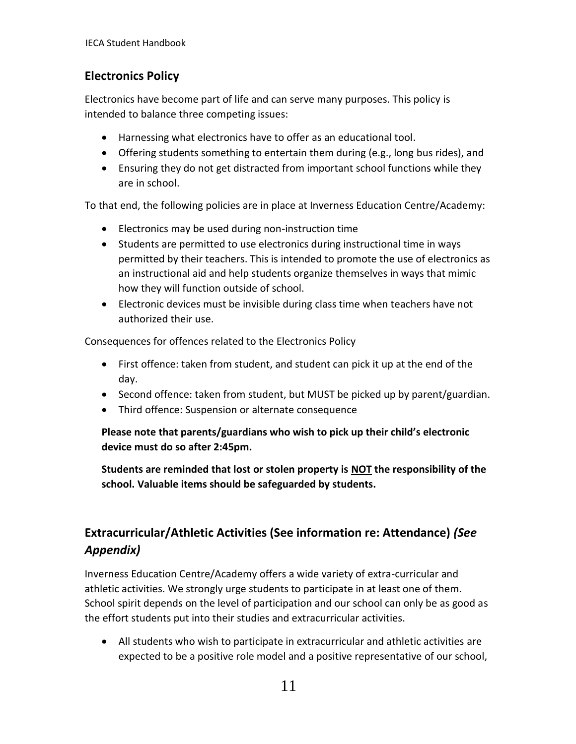## Electronics Policy

Electronics have become part of life and can serve many purposes. This policy is intended to balance three competing issues:

- Harnessing what electronics have to offer as an educational tool.
- Offering students something to entertain them during (e.g., long bus rides), and
- Ensuring they do not get distracted from important school functions while they are in school.

To that end, the following policies are in place at Inverness Education Centre/Academy:

- Electronics may be used during non-instruction time
- Students are permitted to use electronics during instructional time in ways permitted by their teachers. This is intended to promote the use of electronics as an instructional aid and help students organize themselves in ways that mimic how they will function outside of school.
- Electronic devices must be invisible during class time when teachers have not authorized their use.

Consequences for offences related to the Electronics Policy

- First offence: taken from student, and student can pick it up at the end of the day.
- Second offence: taken from student, but MUST be picked up by parent/guardian.
- Third offence: Suspension or alternate consequence

**Please note that parents/guardians who wish to pick up their child's electronic device must do so after 2:45pm.**

**Students are reminded that lost or stolen property is <u>NOT</u> the responsibility of the school. Valuable items should be safeguarded by students.**

## Extracurricular/Athletic Activities (See information re: Attendance) *(See Appendix)*

Inverness Education Centre/Academy offers a wide variety of extra-curricular and athletic activities. We strongly urge students to participate in at least one of them. School spirit depends on the level of participation and our school can only be as good as the effort students put into their studies and extracurricular activities.

- All students who wish to participate in extracurricular and athletic activities are expected to be a positive role model and a positive representative of our school,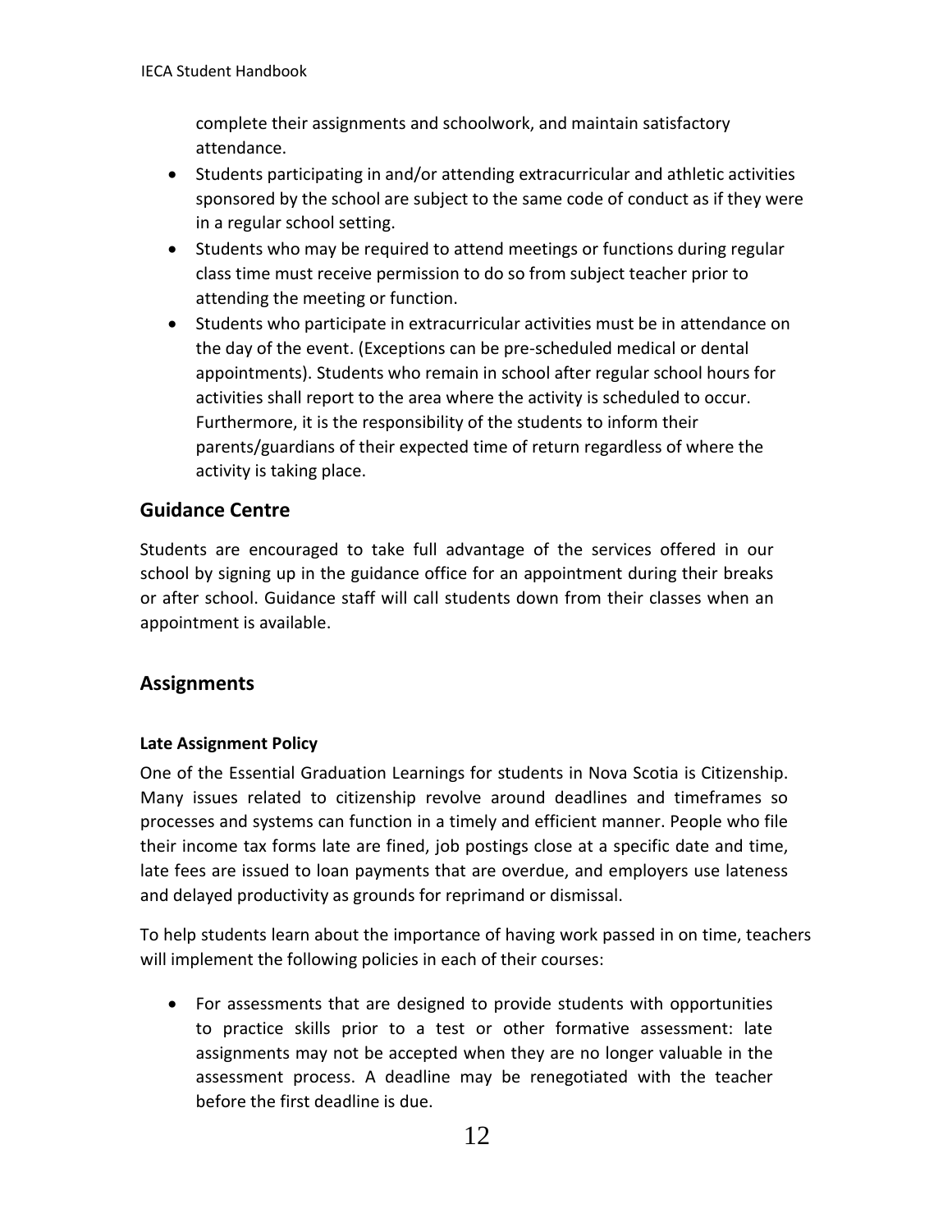complete their assignments and schoolwork, and maintain satisfactory attendance.

- Students participating in and/or attending extracurricular and athletic activities sponsored by the school are subject to the same code of conduct as if they were in a regular school setting.
- Students who may be required to attend meetings or functions during regular class time must receive permission to do so from subject teacher prior to attending the meeting or function.
- Students who participate in extracurricular activities must be in attendance on the day of the event. (Exceptions can be pre-scheduled medical or dental appointments). Students who remain in school after regular school hours for activities shall report to the area where the activity is scheduled to occur. Furthermore, it is the responsibility of the students to inform their parents/guardians of their expected time of return regardless of where the activity is taking place.

## Guidance Centre

Students are encouraged to take full advantage of the services offered in our school by signing up in the guidance office for an appointment during their breaks or after school. Guidance staff will call students down from their classes when an appointment is available.

## Assignments

#### Late Assignment Policy

One of the Essential Graduation Learnings for students in Nova Scotia is Citizenship. Many issues related to citizenship revolve around deadlines and timeframes so processes and systems can function in a timely and efficient manner. People who file their income tax forms late are fined, job postings close at a specific date and time, late fees are issued to loan payments that are overdue, and employers use lateness and delayed productivity as grounds for reprimand or dismissal.

To help students learn about the importance of having work passed in on time, teachers will implement the following policies in each of their courses:

- For assessments that are designed to provide students with opportunities to practice skills prior to a test or other formative assessment: late assignments may not be accepted when they are no longer valuable in the assessment process. A deadline may be renegotiated with the teacher before the first deadline is due.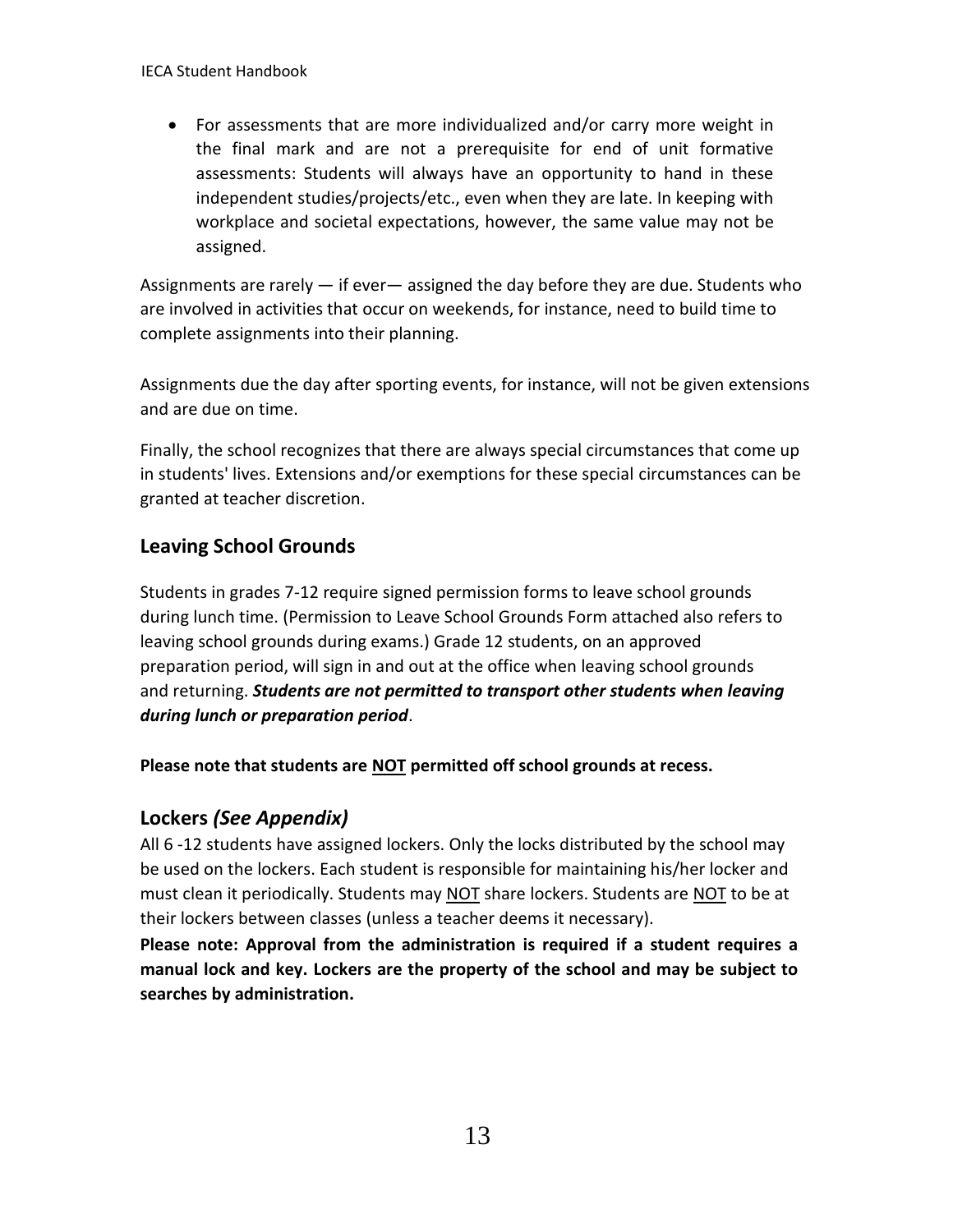- For assessments that are more individualized and/or carry more weight in the final mark and are not a prerequisite for end of unit formative assessments: Students will always have an opportunity to hand in these independent studies/projects/etc., even when they are late. In keeping with workplace and societal expectations, however, the same value may not be assigned.

Assignments are rarely — if ever— assigned the day before they are due. Students who are involved in activities that occur on weekends, for instance, need to build time to complete assignments into their planning.

Assignments due the day after sporting events, for instance, will not be given extensions and are due on time.

Finally, the school recognizes that there are always special circumstances that come up in students' lives. Extensions and/or exemptions for these special circumstances can be granted at teacher discretion.

## Leaving School Grounds

Students in grades 7-12 require signed permission forms to leave school grounds during lunch time. (Permission to Leave School Grounds Form attached also refers to leaving school grounds during exams.) Grade 12 students, on an approved preparation period, will sign in and out at the office when leaving school grounds and returning. ***Students are not permitted to transport other students when leaving during lunch or preparation period***.

**Please note that students are <u>NOT</u> permitted off school grounds at recess.**

## Lockers *(See Appendix)*

All 6 -12 students have assigned lockers. Only the locks distributed by the school may be used on the lockers. Each student is responsible for maintaining his/her locker and must clean it periodically. Students may <u>NOT</u> share lockers. Students are <u>NOT</u> to be at their lockers between classes (unless a teacher deems it necessary).

**Please note: Approval from the administration is required if a student requires a manual lock and key. Lockers are the property of the school and may be subject to searches by administration.**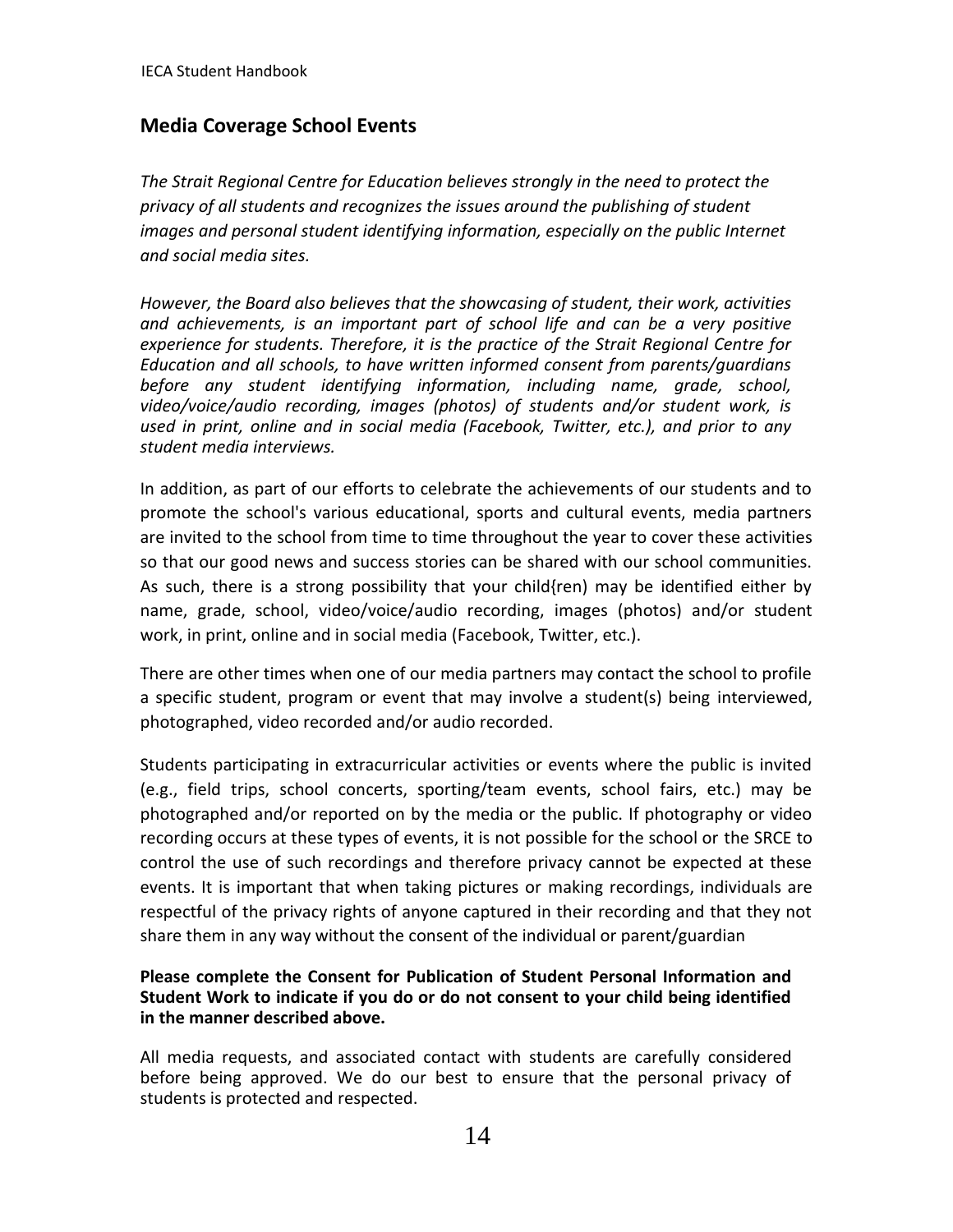## Media Coverage School Events

*The Strait Regional Centre for Education believes strongly in the need to protect the privacy of all students and recognizes the issues around the publishing of student images and personal student identifying information, especially on the public Internet and social media sites.*

*However, the Board also believes that the showcasing of student, their work, activities and achievements, is an important part of school life and can be a very positive experience for students. Therefore, it is the practice of the Strait Regional Centre for Education and all schools, to have written informed consent from parents/guardians before any student identifying information, including name, grade, school, video/voice/audio recording, images (photos) of students and/or student work, is used in print, online and in social media (Facebook, Twitter, etc.), and prior to any student media interviews.*

In addition, as part of our efforts to celebrate the achievements of our students and to promote the school's various educational, sports and cultural events, media partners are invited to the school from time to time throughout the year to cover these activities so that our good news and success stories can be shared with our school communities. As such, there is a strong possibility that your child{ren) may be identified either by name, grade, school, video/voice/audio recording, images (photos) and/or student work, in print, online and in social media (Facebook, Twitter, etc.).

There are other times when one of our media partners may contact the school to profile a specific student, program or event that may involve a student(s) being interviewed, photographed, video recorded and/or audio recorded.

Students participating in extracurricular activities or events where the public is invited (e.g., field trips, school concerts, sporting/team events, school fairs, etc.) may be photographed and/or reported on by the media or the public. If photography or video recording occurs at these types of events, it is not possible for the school or the SRCE to control the use of such recordings and therefore privacy cannot be expected at these events. It is important that when taking pictures or making recordings, individuals are respectful of the privacy rights of anyone captured in their recording and that they not share them in any way without the consent of the individual or parent/guardian

**Please complete the Consent for Publication of Student Personal Information and Student Work to indicate if you do or do not consent to your child being identified in the manner described above.**

All media requests, and associated contact with students are carefully considered before being approved. We do our best to ensure that the personal privacy of students is protected and respected.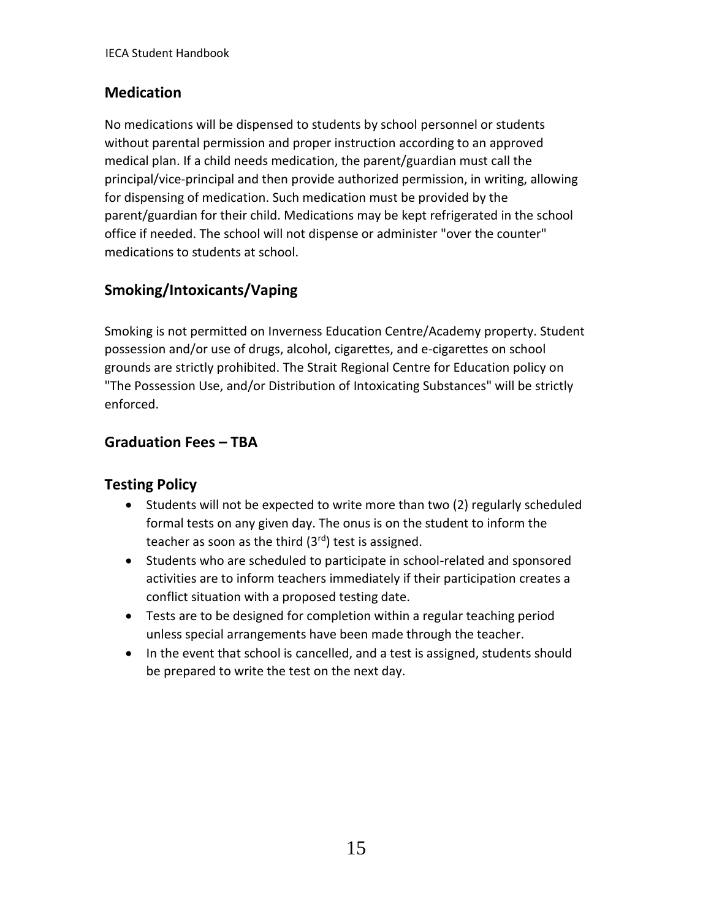## Medication

No medications will be dispensed to students by school personnel or students without parental permission and proper instruction according to an approved medical plan. If a child needs medication, the parent/guardian must call the principal/vice-principal and then provide authorized permission, in writing, allowing for dispensing of medication. Such medication must be provided by the parent/guardian for their child. Medications may be kept refrigerated in the school office if needed. The school will not dispense or administer "over the counter" medications to students at school.

## Smoking/Intoxicants/Vaping

Smoking is not permitted on Inverness Education Centre/Academy property. Student possession and/or use of drugs, alcohol, cigarettes, and e-cigarettes on school grounds are strictly prohibited. The Strait Regional Centre for Education policy on "The Possession Use, and/or Distribution of Intoxicating Substances" will be strictly enforced.

## Graduation Fees – TBA

## Testing Policy

- Students will not be expected to write more than two (2) regularly scheduled formal tests on any given day. The onus is on the student to inform the teacher as soon as the third (3rd) test is assigned.
- Students who are scheduled to participate in school-related and sponsored activities are to inform teachers immediately if their participation creates a conflict situation with a proposed testing date.
- Tests are to be designed for completion within a regular teaching period unless special arrangements have been made through the teacher.
- In the event that school is cancelled, and a test is assigned, students should be prepared to write the test on the next day.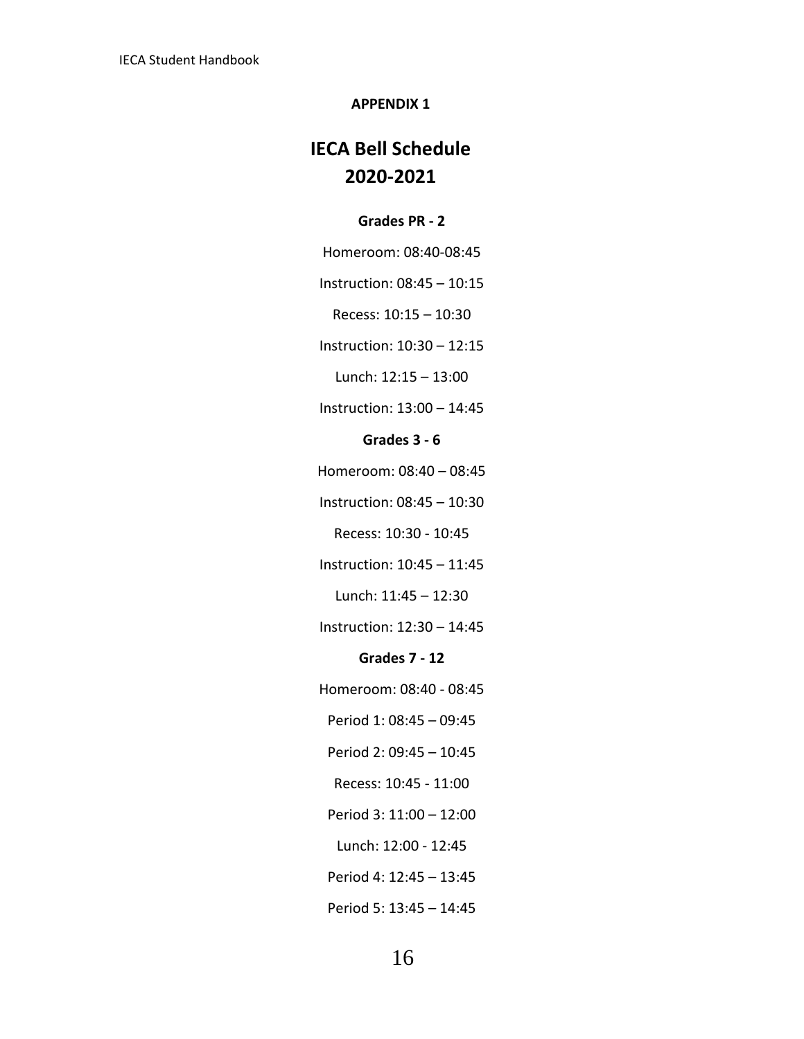**APPENDIX 1**

# IECA Bell Schedule
# 2020-2021

**Grades PR - 2**

Homeroom: 08:40-08:45

Instruction: 08:45 – 10:15

Recess: 10:15 – 10:30

Instruction: 10:30 – 12:15

Lunch: 12:15 – 13:00

Instruction: 13:00 – 14:45

**Grades 3 - 6**

Homeroom: 08:40 – 08:45

Instruction: 08:45 – 10:30

Recess: 10:30 - 10:45

Instruction: 10:45 – 11:45

Lunch: 11:45 – 12:30

Instruction: 12:30 – 14:45

**Grades 7 - 12**

Homeroom: 08:40 - 08:45

Period 1: 08:45 – 09:45

Period 2: 09:45 – 10:45

Recess: 10:45 - 11:00

Period 3: 11:00 – 12:00

Lunch: 12:00 - 12:45

Period 4: 12:45 – 13:45

Period 5: 13:45 – 14:45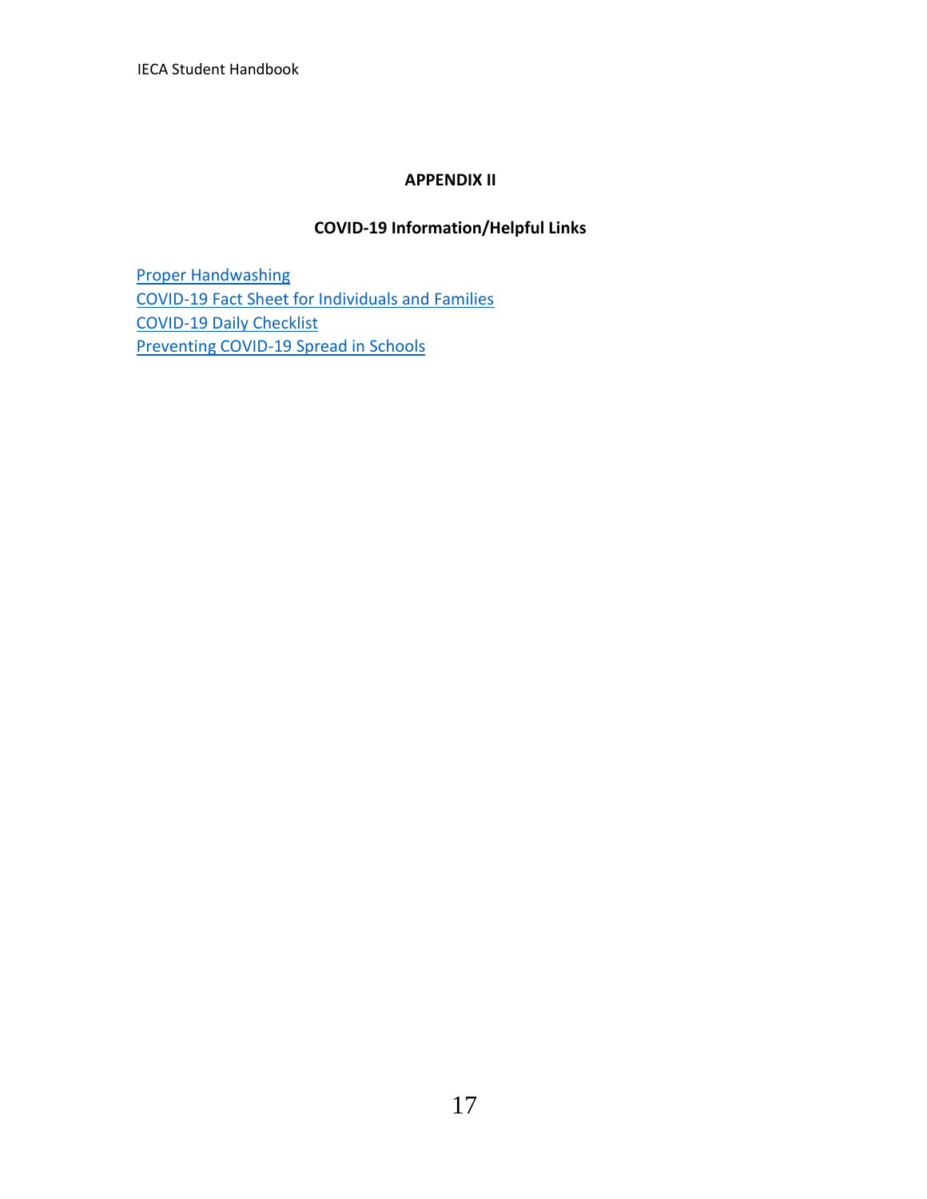## APPENDIX II

### COVID-19 Information/Helpful Links

Proper Handwashing
COVID-19 Fact Sheet for Individuals and Families
COVID-19 Daily Checklist
Preventing COVID-19 Spread in Schools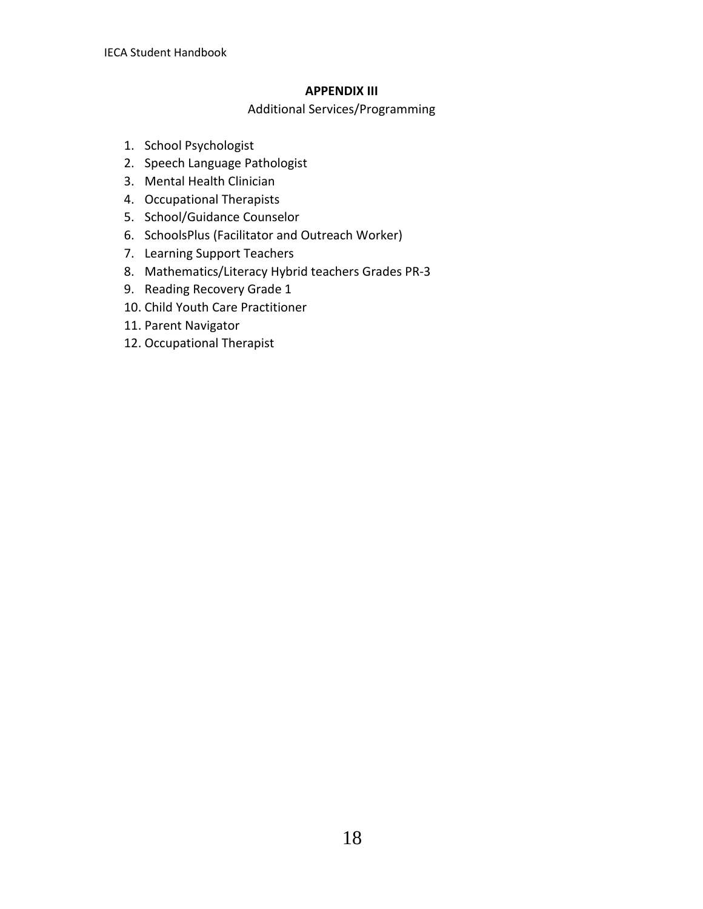## APPENDIX III

Additional Services/Programming

1. School Psychologist
2. Speech Language Pathologist
3. Mental Health Clinician
4. Occupational Therapists
5. School/Guidance Counselor
6. SchoolsPlus (Facilitator and Outreach Worker)
7. Learning Support Teachers
8. Mathematics/Literacy Hybrid teachers Grades PR-3
9. Reading Recovery Grade 1
10. Child Youth Care Practitioner
11. Parent Navigator
12. Occupational Therapist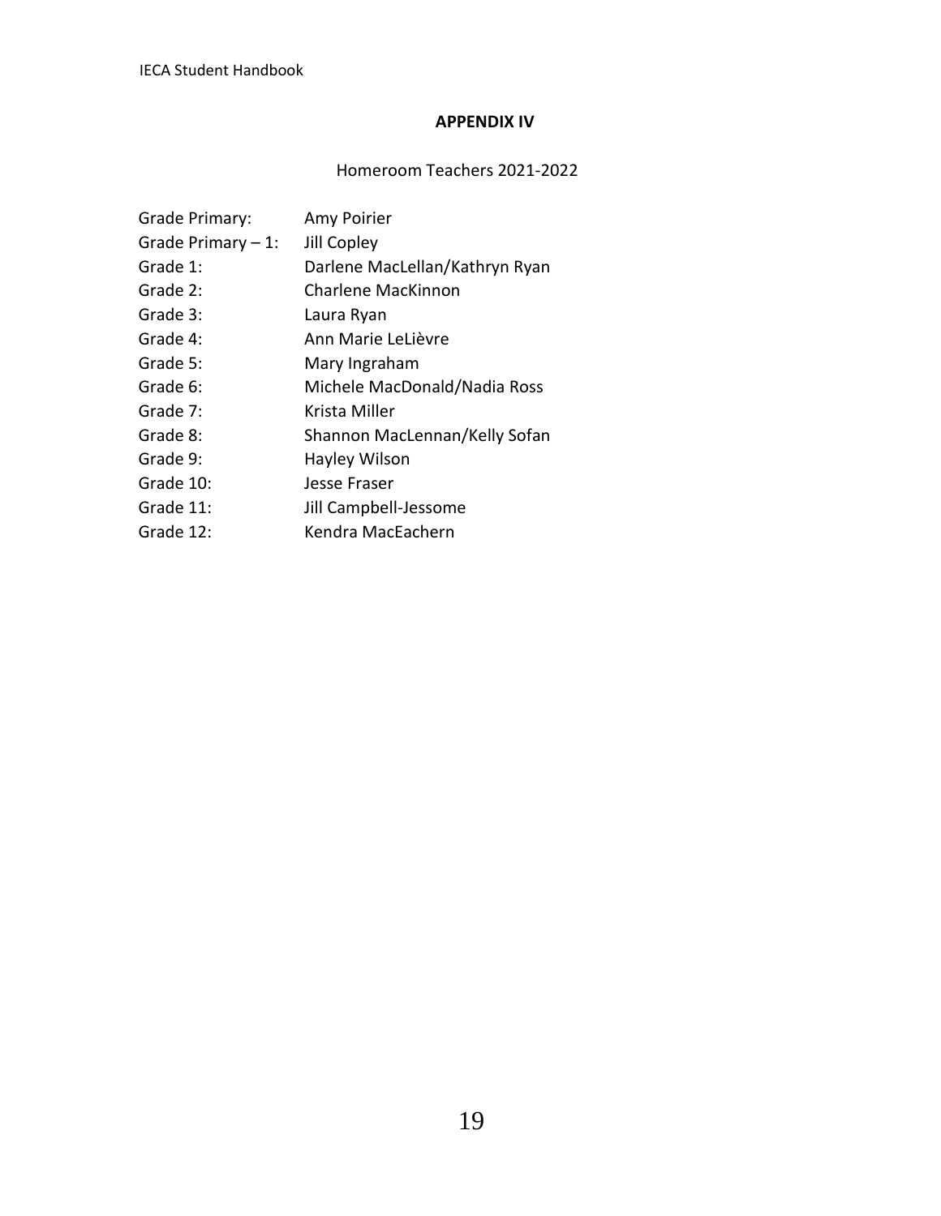## APPENDIX IV

Homeroom Teachers 2021-2022

| | |
|---|---|
| Grade Primary: | Amy Poirier |
| Grade Primary – 1: | Jill Copley |
| Grade 1: | Darlene MacLellan/Kathryn Ryan |
| Grade 2: | Charlene MacKinnon |
| Grade 3: | Laura Ryan |
| Grade 4: | Ann Marie LeLièvre |
| Grade 5: | Mary Ingraham |
| Grade 6: | Michele MacDonald/Nadia Ross |
| Grade 7: | Krista Miller |
| Grade 8: | Shannon MacLennan/Kelly Sofan |
| Grade 9: | Hayley Wilson |
| Grade 10: | Jesse Fraser |
| Grade 11: | Jill Campbell-Jessome |
| Grade 12: | Kendra MacEachern |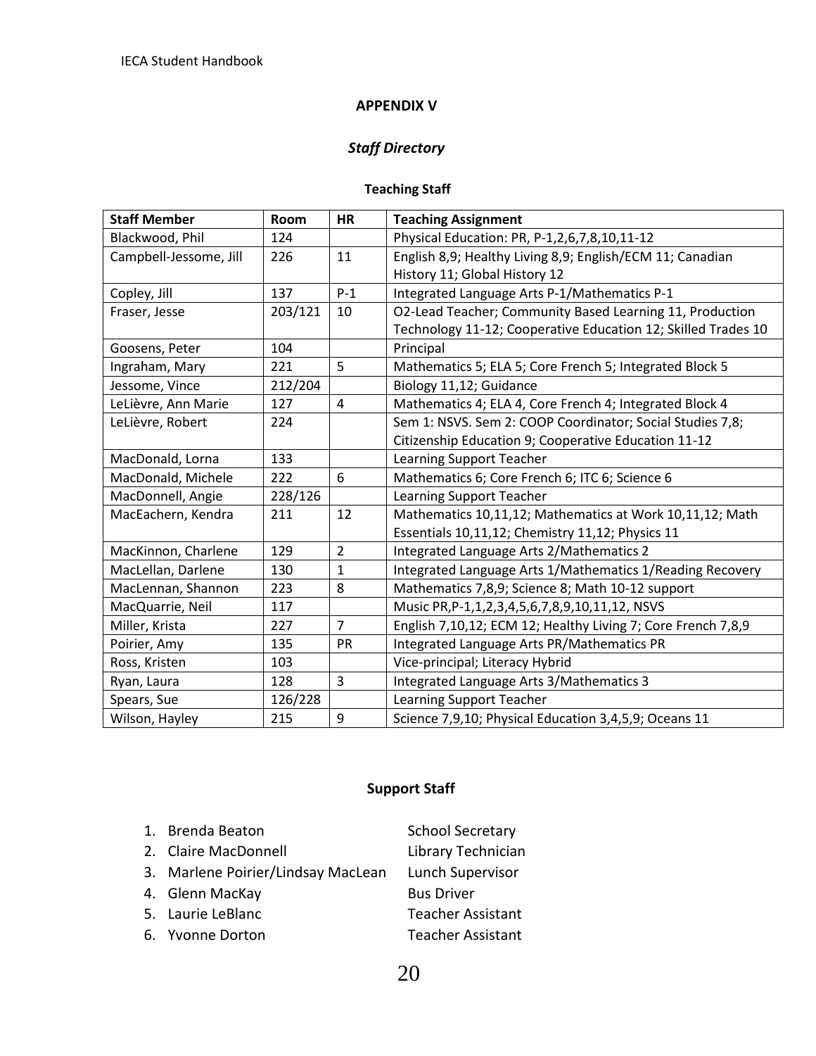## APPENDIX V

### *Staff Directory*

#### Teaching Staff

| Staff Member | Room | HR | Teaching Assignment |
|---|---|---|---|
| Blackwood, Phil | 124 | | Physical Education: PR, P-1,2,6,7,8,10,11-12 |
| Campbell-Jessome, Jill | 226 | 11 | English 8,9; Healthy Living 8,9; English/ECM 11; Canadian History 11; Global History 12 |
| Copley, Jill | 137 | P-1 | Integrated Language Arts P-1/Mathematics P-1 |
| Fraser, Jesse | 203/121 | 10 | O2-Lead Teacher; Community Based Learning 11, Production Technology 11-12; Cooperative Education 12; Skilled Trades 10 |
| Goosens, Peter | 104 | | Principal |
| Ingraham, Mary | 221 | 5 | Mathematics 5; ELA 5; Core French 5; Integrated Block 5 |
| Jessome, Vince | 212/204 | | Biology 11,12; Guidance |
| LeLièvre, Ann Marie | 127 | 4 | Mathematics 4; ELA 4, Core French 4; Integrated Block 4 |
| LeLièvre, Robert | 224 | | Sem 1: NSVS. Sem 2: COOP Coordinator; Social Studies 7,8; Citizenship Education 9; Cooperative Education 11-12 |
| MacDonald, Lorna | 133 | | Learning Support Teacher |
| MacDonald, Michele | 222 | 6 | Mathematics 6; Core French 6; ITC 6; Science 6 |
| MacDonnell, Angie | 228/126 | | Learning Support Teacher |
| MacEachern, Kendra | 211 | 12 | Mathematics 10,11,12; Mathematics at Work 10,11,12; Math Essentials 10,11,12; Chemistry 11,12; Physics 11 |
| MacKinnon, Charlene | 129 | 2 | Integrated Language Arts 2/Mathematics 2 |
| MacLellan, Darlene | 130 | 1 | Integrated Language Arts 1/Mathematics 1/Reading Recovery |
| MacLennan, Shannon | 223 | 8 | Mathematics 7,8,9; Science 8; Math 10-12 support |
| MacQuarrie, Neil | 117 | | Music PR,P-1,1,2,3,4,5,6,7,8,9,10,11,12, NSVS |
| Miller, Krista | 227 | 7 | English 7,10,12; ECM 12; Healthy Living 7; Core French 7,8,9 |
| Poirier, Amy | 135 | PR | Integrated Language Arts PR/Mathematics PR |
| Ross, Kristen | 103 | | Vice-principal; Literacy Hybrid |
| Ryan, Laura | 128 | 3 | Integrated Language Arts 3/Mathematics 3 |
| Spears, Sue | 126/228 | | Learning Support Teacher |
| Wilson, Hayley | 215 | 9 | Science 7,9,10; Physical Education 3,4,5,9; Oceans 11 |

#### Support Staff

1. Brenda Beaton — School Secretary
2. Claire MacDonnell — Library Technician
3. Marlene Poirier/Lindsay MacLean — Lunch Supervisor
4. Glenn MacKay — Bus Driver
5. Laurie LeBlanc — Teacher Assistant
6. Yvonne Dorton — Teacher Assistant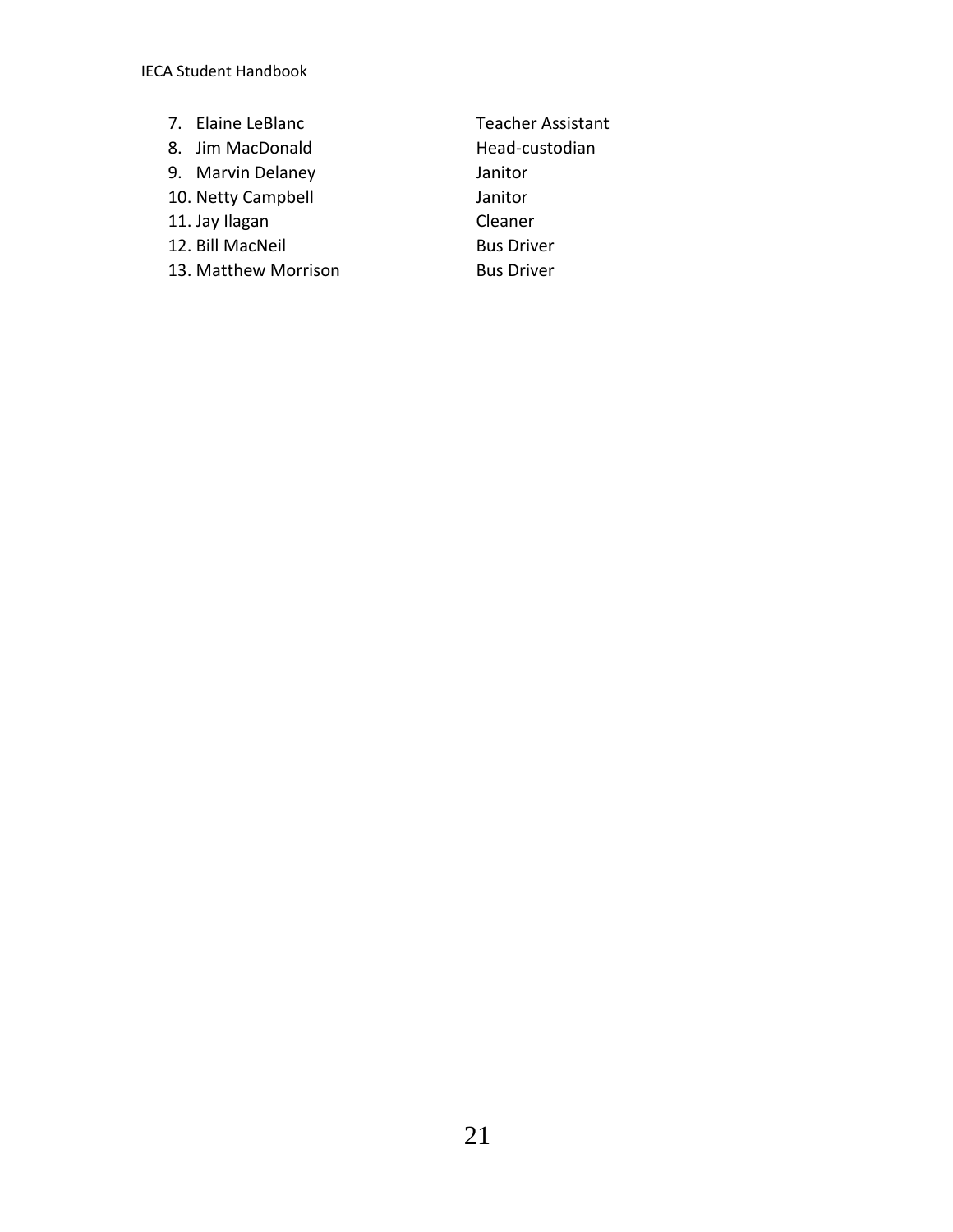| | |
|---|---|
| 7. Elaine LeBlanc | Teacher Assistant |
| 8. Jim MacDonald | Head-custodian |
| 9. Marvin Delaney | Janitor |
| 10. Netty Campbell | Janitor |
| 11. Jay Ilagan | Cleaner |
| 12. Bill MacNeil | Bus Driver |
| 13. Matthew Morrison | Bus Driver |